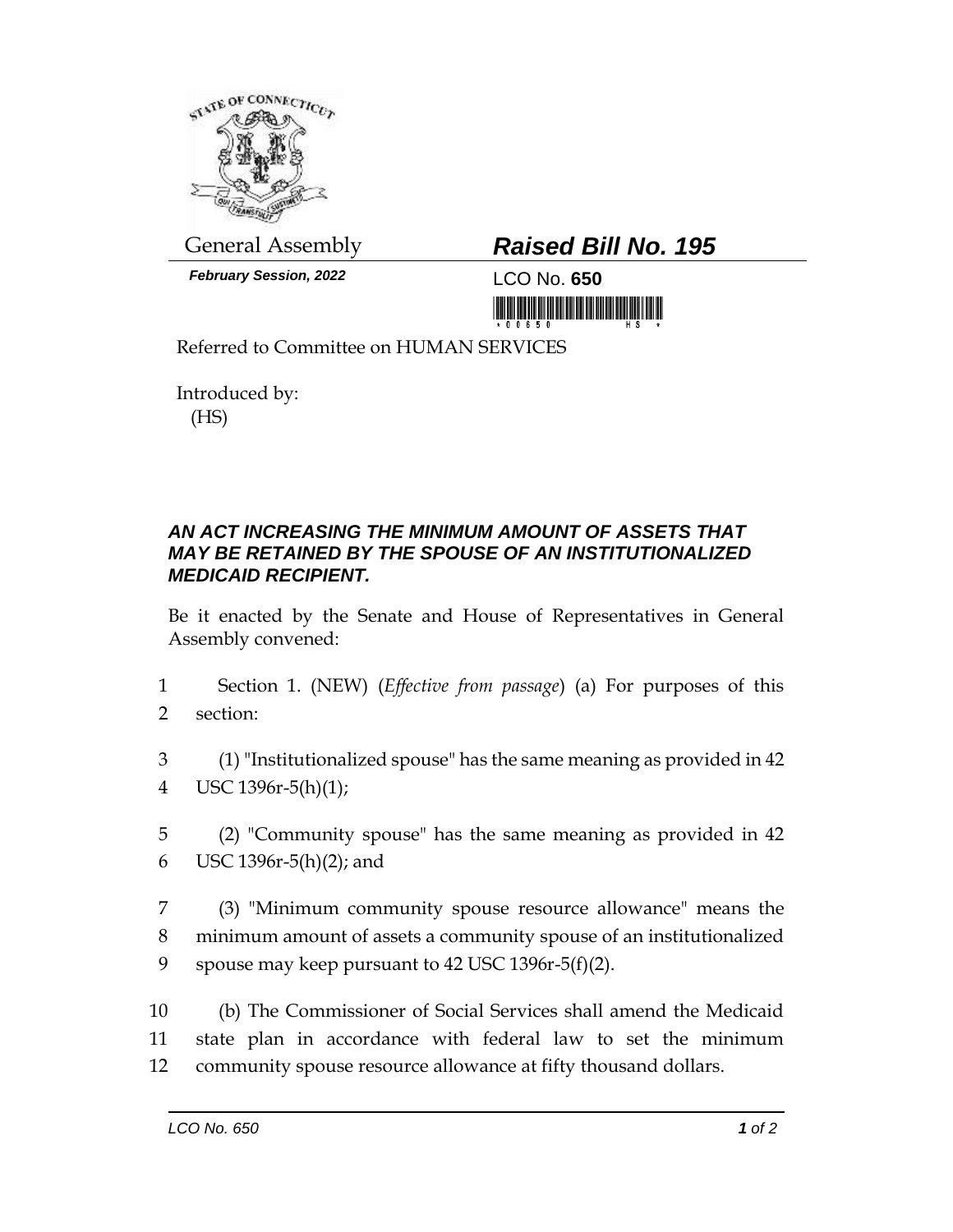General Assembly

***February Session, 2022***

# *Raised Bill No. 195*

LCO No. **650**

Referred to Committee on HUMAN SERVICES

Introduced by:
(HS)

## *AN ACT INCREASING THE MINIMUM AMOUNT OF ASSETS THAT MAY BE RETAINED BY THE SPOUSE OF AN INSTITUTIONALIZED MEDICAID RECIPIENT.*

Be it enacted by the Senate and House of Representatives in General Assembly convened:

1 Section 1. (NEW) (*Effective from passage*) (a) For purposes of this
2 section:

3 (1) "Institutionalized spouse" has the same meaning as provided in 42
4 USC 1396r-5(h)(1);

5 (2) "Community spouse" has the same meaning as provided in 42
6 USC 1396r-5(h)(2); and

7 (3) "Minimum community spouse resource allowance" means the
8 minimum amount of assets a community spouse of an institutionalized
9 spouse may keep pursuant to 42 USC 1396r-5(f)(2).

10 (b) The Commissioner of Social Services shall amend the Medicaid
11 state plan in accordance with federal law to set the minimum
12 community spouse resource allowance at fifty thousand dollars.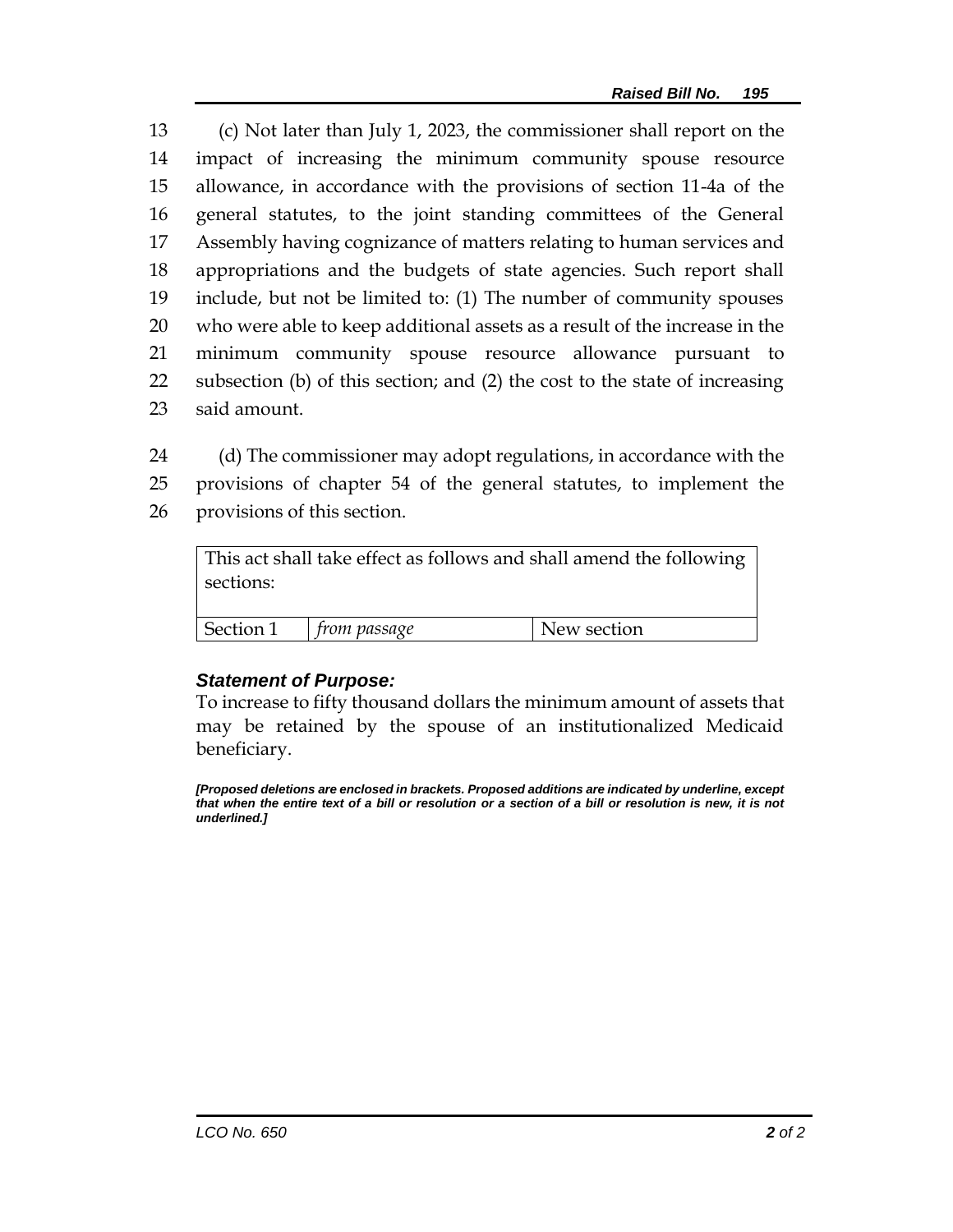13 (c) Not later than July 1, 2023, the commissioner shall report on the
14 impact of increasing the minimum community spouse resource
15 allowance, in accordance with the provisions of section 11-4a of the
16 general statutes, to the joint standing committees of the General
17 Assembly having cognizance of matters relating to human services and
18 appropriations and the budgets of state agencies. Such report shall
19 include, but not be limited to: (1) The number of community spouses
20 who were able to keep additional assets as a result of the increase in the
21 minimum community spouse resource allowance pursuant to
22 subsection (b) of this section; and (2) the cost to the state of increasing
23 said amount.

24 (d) The commissioner may adopt regulations, in accordance with the
25 provisions of chapter 54 of the general statutes, to implement the
26 provisions of this section.

| This act shall take effect as follows and shall amend the following sections: | | |
|---|---|---|
| Section 1 | *from passage* | New section |

### *Statement of Purpose:*

To increase to fifty thousand dollars the minimum amount of assets that may be retained by the spouse of an institutionalized Medicaid beneficiary.

***[Proposed deletions are enclosed in brackets. Proposed additions are indicated by underline, except that when the entire text of a bill or resolution or a section of a bill or resolution is new, it is not underlined.]***